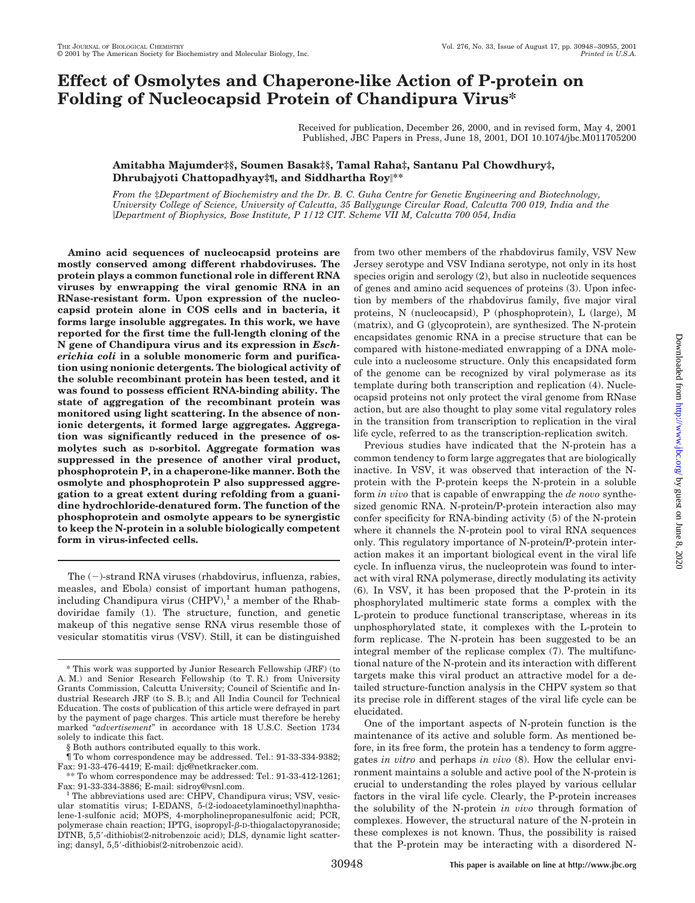# Effect of Osmolytes and Chaperone-like Action of P-protein on Folding of Nucleocapsid Protein of Chandipura Virus*

Received for publication, December 26, 2000, and in revised form, May 4, 2001
Published, JBC Papers in Press, June 18, 2001, DOI 10.1074/jbc.M011705200

**Amitabha Majumder‡§, Soumen Basak‡§, Tamal Raha‡, Santanu Pal Chowdhury‡, Dhrubajyoti Chattopadhyay‡¶, and Siddhartha Roy‖\*\***

*From the ‡Department of Biochemistry and the Dr. B. C. Guha Centre for Genetic Engineering and Biotechnology, University College of Science, University of Calcutta, 35 Ballygunge Circular Road, Calcutta 700 019, India and the ‖Department of Biophysics, Bose Institute, P 1/12 CIT. Scheme VII M, Calcutta 700 054, India*

**Amino acid sequences of nucleocapsid proteins are mostly conserved among different rhabdoviruses. The protein plays a common functional role in different RNA viruses by enwrapping the viral genomic RNA in an RNase-resistant form. Upon expression of the nucleocapsid protein alone in COS cells and in bacteria, it forms large insoluble aggregates. In this work, we have reported for the first time the full-length cloning of the N gene of Chandipura virus and its expression in *Escherichia coli* in a soluble monomeric form and purification using nonionic detergents. The biological activity of the soluble recombinant protein has been tested, and it was found to possess efficient RNA-binding ability. The state of aggregation of the recombinant protein was monitored using light scattering. In the absence of nonionic detergents, it formed large aggregates. Aggregation was significantly reduced in the presence of osmolytes such as D-sorbitol. Aggregate formation was suppressed in the presence of another viral product, phosphoprotein P, in a chaperone-like manner. Both the osmolyte and phosphoprotein P also suppressed aggregation to a great extent during refolding from a guanidine hydrochloride-denatured form. The function of the phosphoprotein and osmolyte appears to be synergistic to keep the N-protein in a soluble biologically competent form in virus-infected cells.**

The (−)-strand RNA viruses (rhabdovirus, influenza, rabies, measles, and Ebola) consist of important human pathogens, including Chandipura virus (CHPV),[1] a member of the Rhabdoviridae family (1). The structure, function, and genetic makeup of this negative sense RNA virus resemble those of vesicular stomatitis virus (VSV). Still, it can be distinguished from two other members of the rhabdovirus family, VSV New Jersey serotype and VSV Indiana serotype, not only in its host species origin and serology (2), but also in nucleotide sequences of genes and amino acid sequences of proteins (3). Upon infection by members of the rhabdovirus family, five major viral proteins, N (nucleocapsid), P (phosphoprotein), L (large), M (matrix), and G (glycoprotein), are synthesized. The N-protein encapsidates genomic RNA in a precise structure that can be compared with histone-mediated enwrapping of a DNA molecule into a nucleosome structure. Only this encapsidated form of the genome can be recognized by viral polymerase as its template during both transcription and replication (4). Nucleocapsid proteins not only protect the viral genome from RNase action, but are also thought to play some vital regulatory roles in the transition from transcription to replication in the viral life cycle, referred to as the transcription-replication switch.

Previous studies have indicated that the N-protein has a common tendency to form large aggregates that are biologically inactive. In VSV, it was observed that interaction of the N-protein with the P-protein keeps the N-protein in a soluble form *in vivo* that is capable of enwrapping the *de novo* synthesized genomic RNA. N-protein/P-protein interaction also may confer specificity for RNA-binding activity (5) of the N-protein where it channels the N-protein pool to viral RNA sequences only. This regulatory importance of N-protein/P-protein interaction makes it an important biological event in the viral life cycle. In influenza virus, the nucleoprotein was found to interact with viral RNA polymerase, directly modulating its activity (6). In VSV, it has been proposed that the P-protein in its phosphorylated multimeric state forms a complex with the L-protein to produce functional transcriptase, whereas in its unphosphorylated state, it complexes with the L-protein to form replicase. The N-protein has been suggested to be an integral member of the replicase complex (7). The multifunctional nature of the N-protein and its interaction with different targets make this viral product an attractive model for a detailed structure-function analysis in the CHPV system so that its precise role in different stages of the viral life cycle can be elucidated.

One of the important aspects of N-protein function is the maintenance of its active and soluble form. As mentioned before, in its free form, the protein has a tendency to form aggregates *in vitro* and perhaps *in vivo* (8). How the cellular environment maintains a soluble and active pool of the N-protein is crucial to understanding the roles played by various cellular factors in the viral life cycle. Clearly, the P-protein increases the solubility of the N-protein *in vivo* through formation of complexes. However, the structural nature of the N-protein in these complexes is not known. Thus, the possibility is raised that the P-protein may be interacting with a disordered N-

\* This work was supported by Junior Research Fellowship (JRF) (to A. M.) and Senior Research Fellowship (to T. R.) from University Grants Commission, Calcutta University; Council of Scientific and Industrial Research JRF (to S. B.); and All India Council for Technical Education. The costs of publication of this article were defrayed in part by the payment of page charges. This article must therefore be hereby marked "*advertisement*" in accordance with 18 U.S.C. Section 1734 solely to indicate this fact.

§ Both authors contributed equally to this work.

¶ To whom correspondence may be addressed. Tel.: 91-33-334-9382; Fax: 91-33-476-4419; E-mail: djc@netkracker.com.

\*\* To whom correspondence may be addressed: Tel.: 91-33-412-1261; Fax: 91-33-334-3886; E-mail: sidroy@vsnl.com.

[1] The abbreviations used are: CHPV, Chandipura virus; VSV, vesicular stomatitis virus; I-EDANS, 5-(2-iodoacetylaminoethyl)naphthalene-1-sulfonic acid; MOPS, 4-morpholinepropanesulfonic acid; PCR, polymerase chain reaction; IPTG, isopropyl-β-D-thiogalactopyranoside; DTNB, 5,5′-dithiobis(2-nitrobenzoic acid); DLS, dynamic light scattering; dansyl, 5,5′-dithiobis(2-nitrobenzoic acid).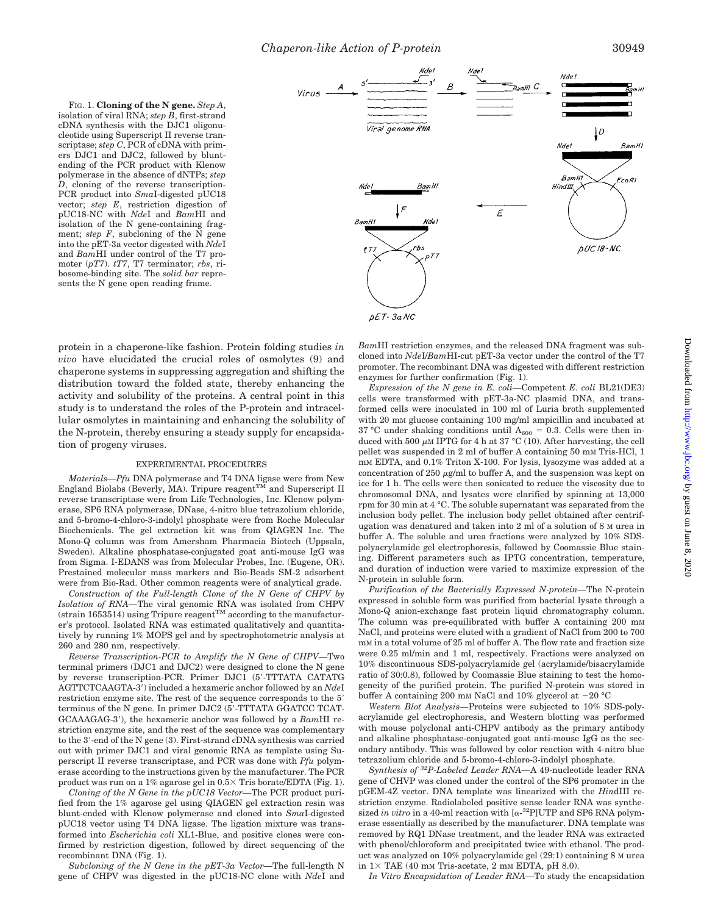FIG. 1. **Cloning of the N gene.** *Step A*, isolation of viral RNA; *step B*, first-strand cDNA synthesis with the DJC1 oligonucleotide using Superscript II reverse transcriptase; *step C*, PCR of cDNA with primers DJC1 and DJC2, followed by blunt-ending of the PCR product with Klenow polymerase in the absence of dNTPs; *step D*, cloning of the reverse transcription-PCR product into *Sma*I-digested pUC18 vector; *step E*, restriction digestion of pUC18-NC with *Nde*I and *Bam*HI and isolation of the N gene-containing fragment; *step F*, subcloning of the N gene into the pET-3a vector digested with *Nde*I and *Bam*HI under control of the T7 promoter (*pT7*). *tT7*, T7 terminator; *rbs*, ribosome-binding site. The *solid bar* represents the N gene open reading frame.

protein in a chaperone-like fashion. Protein folding studies *in vivo* have elucidated the crucial roles of osmolytes (9) and chaperone systems in suppressing aggregation and shifting the distribution toward the folded state, thereby enhancing the activity and solubility of the proteins. A central point in this study is to understand the roles of the P-protein and intracellular osmolytes in maintaining and enhancing the solubility of the N-protein, thereby ensuring a steady supply for encapsidation of progeny viruses.

## EXPERIMENTAL PROCEDURES

*Materials*—*Pfu* DNA polymerase and T4 DNA ligase were from New England Biolabs (Beverly, MA). Tripure reagent™ and Superscript II reverse transcriptase were from Life Technologies, Inc. Klenow polymerase, SP6 RNA polymerase, DNase, 4-nitro blue tetrazolium chloride, and 5-bromo-4-chloro-3-indolyl phosphate were from Roche Molecular Biochemicals. The gel extraction kit was from QIAGEN Inc. The Mono-Q column was from Amersham Pharmacia Biotech (Uppsala, Sweden). Alkaline phosphatase-conjugated goat anti-mouse IgG was from Sigma. I-EDANS was from Molecular Probes, Inc. (Eugene, OR). Prestained molecular mass markers and Bio-Beads SM-2 adsorbent were from Bio-Rad. Other common reagents were of analytical grade.

*Construction of the Full-length Clone of the N Gene of CHPV by Isolation of RNA*—The viral genomic RNA was isolated from CHPV (strain 1653514) using Tripure reagent™ according to the manufacturer's protocol. Isolated RNA was estimated qualitatively and quantitatively by running 1% MOPS gel and by spectrophotometric analysis at 260 and 280 nm, respectively.

*Reverse Transcription-PCR to Amplify the N Gene of CHPV*—Two terminal primers (DJC1 and DJC2) were designed to clone the N gene by reverse transcription-PCR. Primer DJC1 (5′-TTTATA CATATG AGTTCTCAAGTA-3′) included a hexameric anchor followed by an *Nde*I restriction enzyme site. The rest of the sequence corresponds to the 5′ terminus of the N gene. In primer DJC2 (5′-TTTATA GGATCC TCATGCAAAGAG-3′), the hexameric anchor was followed by a *Bam*HI restriction enzyme site, and the rest of the sequence was complementary to the 3′-end of the N gene (3). First-strand cDNA synthesis was carried out with primer DJC1 and viral genomic RNA as template using Superscript II reverse transcriptase, and PCR was done with *Pfu* polymerase according to the instructions given by the manufacturer. The PCR product was run on a 1% agarose gel in 0.5× Tris borate/EDTA (Fig. 1).

*Cloning of the N Gene in the pUC18 Vector*—The PCR product purified from the 1% agarose gel using QIAGEN gel extraction resin was blunt-ended with Klenow polymerase and cloned into *Sma*I-digested pUC18 vector using T4 DNA ligase. The ligation mixture was transformed into *Escherichia coli* XL1-Blue, and positive clones were confirmed by restriction digestion, followed by direct sequencing of the recombinant DNA (Fig. 1).

*Subcloning of the N Gene in the pET-3a Vector*—The full-length N gene of CHPV was digested in the pUC18-NC clone with *Nde*I and *Bam*HI restriction enzymes, and the released DNA fragment was subcloned into *Nde*I/*Bam*HI-cut pET-3a vector under the control of the T7 promoter. The recombinant DNA was digested with different restriction enzymes for further confirmation (Fig. 1).

*Expression of the N gene in E. coli*—Competent *E. coli* BL21(DE3) cells were transformed with pET-3a-NC plasmid DNA, and transformed cells were inoculated in 100 ml of Luria broth supplemented with 20 mM glucose containing 100 mg/ml ampicillin and incubated at 37 °C under shaking conditions until $A_{600}$ = 0.3. Cells were then induced with 500 μM IPTG for 4 h at 37 °C (10). After harvesting, the cell pellet was suspended in 2 ml of buffer A containing 50 mM Tris-HCl, 1 mM EDTA, and 0.1% Triton X-100. For lysis, lysozyme was added at a concentration of 250 μg/ml to buffer A, and the suspension was kept on ice for 1 h. The cells were then sonicated to reduce the viscosity due to chromosomal DNA, and lysates were clarified by spinning at 13,000 rpm for 30 min at 4 °C. The soluble supernatant was separated from the inclusion body pellet. The inclusion body pellet obtained after centrifugation was denatured and taken into 2 ml of a solution of 8 M urea in buffer A. The soluble and urea fractions were analyzed by 10% SDS-polyacrylamide gel electrophoresis, followed by Coomassie Blue staining. Different parameters such as IPTG concentration, temperature, and duration of induction were varied to maximize expression of the N-protein in soluble form.

*Purification of the Bacterially Expressed N-protein*—The N-protein expressed in soluble form was purified from bacterial lysate through a Mono-Q anion-exchange fast protein liquid chromatography column. The column was pre-equilibrated with buffer A containing 200 mM NaCl, and proteins were eluted with a gradient of NaCl from 200 to 700 mM in a total volume of 25 ml of buffer A. The flow rate and fraction size were 0.25 ml/min and 1 ml, respectively. Fractions were analyzed on 10% discontinuous SDS-polyacrylamide gel (acrylamide/bisacrylamide ratio of 30:0.8), followed by Coomassie Blue staining to test the homogeneity of the purified protein. The purified N-protein was stored in buffer A containing 200 mM NaCl and 10% glycerol at −20 °C

*Western Blot Analysis*—Proteins were subjected to 10% SDS-polyacrylamide gel electrophoresis, and Western blotting was performed with mouse polyclonal anti-CHPV antibody as the primary antibody and alkaline phosphatase-conjugated goat anti-mouse IgG as the secondary antibody. This was followed by color reaction with 4-nitro blue tetrazolium chloride and 5-bromo-4-chloro-3-indolyl phosphate.

*Synthesis of $^{32}P$-Labeled Leader RNA*—A 49-nucleotide leader RNA gene of CHPV was cloned under the control of the SP6 promoter in the pGEM-4Z vector. DNA template was linearized with the *Hin*dIII restriction enzyme. Radiolabeled positive sense leader RNA was synthesized *in vitro* in a 40-ml reaction with [α-$^{32}$P]UTP and SP6 RNA polymerase essentially as described by the manufacturer. DNA template was removed by RQ1 DNase treatment, and the leader RNA was extracted with phenol/chloroform and precipitated twice with ethanol. The product was analyzed on 10% polyacrylamide gel (29:1) containing 8 M urea in 1× TAE (40 mM Tris-acetate, 2 mM EDTA, pH 8.0).

*In Vitro Encapsidation of Leader RNA*—To study the encapsidation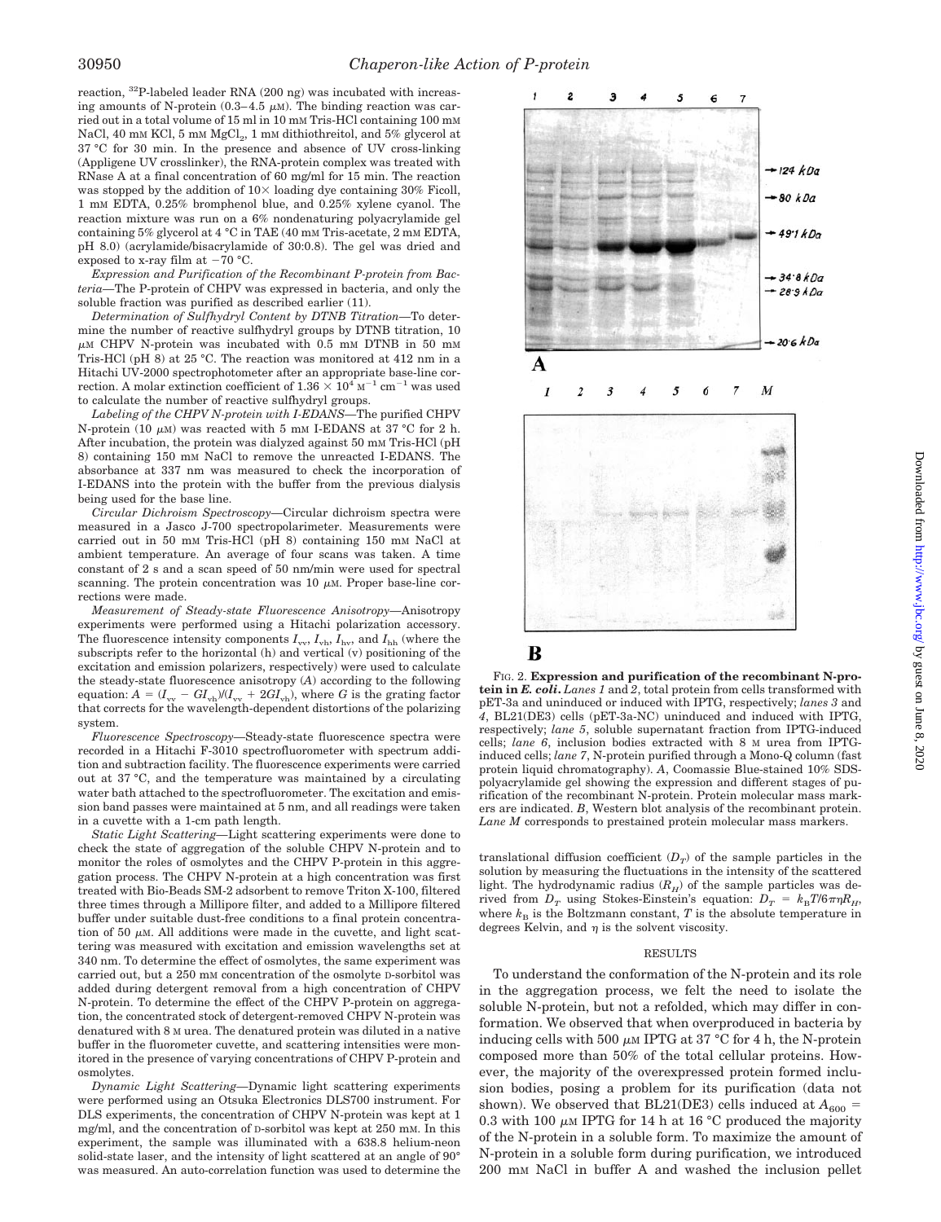reaction, $^{32}$P-labeled leader RNA (200 ng) was incubated with increasing amounts of N-protein (0.3–4.5 $\mu$M). The binding reaction was carried out in a total volume of 15 ml in 10 mM Tris-HCl containing 100 mM NaCl, 40 mM KCl, 5 mM $MgCl_2$, 1 mM dithiothreitol, and 5% glycerol at 37 °C for 30 min. In the presence and absence of UV cross-linking (Appligene UV crosslinker), the RNA-protein complex was treated with RNase A at a final concentration of 60 mg/ml for 15 min. The reaction was stopped by the addition of 10× loading dye containing 30% Ficoll, 1 mM EDTA, 0.25% bromphenol blue, and 0.25% xylene cyanol. The reaction mixture was run on a 6% nondenaturing polyacrylamide gel containing 5% glycerol at 4 °C in TAE (40 mM Tris-acetate, 2 mM EDTA, pH 8.0) (acrylamide/bisacrylamide of 30:0.8). The gel was dried and exposed to x-ray film at −70 °C.

*Expression and Purification of the Recombinant P-protein from Bacteria*—The P-protein of CHPV was expressed in bacteria, and only the soluble fraction was purified as described earlier (11).

*Determination of Sulfhydryl Content by DTNB Titration*—To determine the number of reactive sulfhydryl groups by DTNB titration, 10 $\mu$M CHPV N-protein was incubated with 0.5 mM DTNB in 50 mM Tris-HCl (pH 8) at 25 °C. The reaction was monitored at 412 nm in a Hitachi UV-2000 spectrophotometer after an appropriate base-line correction. A molar extinction coefficient of $1.36 \times 10^4$ $M^{-1}$ $cm^{-1}$ was used to calculate the number of reactive sulfhydryl groups.

*Labeling of the CHPV N-protein with I-EDANS*—The purified CHPV N-protein (10 $\mu$M) was reacted with 5 mM I-EDANS at 37 °C for 2 h. After incubation, the protein was dialyzed against 50 mM Tris-HCl (pH 8) containing 150 mM NaCl to remove the unreacted I-EDANS. The absorbance at 337 nm was measured to check the incorporation of I-EDANS into the protein with the buffer from the previous dialysis being used for the base line.

*Circular Dichroism Spectroscopy*—Circular dichroism spectra were measured in a Jasco J-700 spectropolarimeter. Measurements were carried out in 50 mM Tris-HCl (pH 8) containing 150 mM NaCl at ambient temperature. An average of four scans was taken. A time constant of 2 s and a scan speed of 50 nm/min were used for spectral scanning. The protein concentration was 10 $\mu$M. Proper base-line corrections were made.

*Measurement of Steady-state Fluorescence Anisotropy*—Anisotropy experiments were performed using a Hitachi polarization accessory. The fluorescence intensity components $I_{vv}$, $I_{vh}$, $I_{hv}$, and $I_{hh}$ (where the subscripts refer to the horizontal (h) and vertical (v) positioning of the excitation and emission polarizers, respectively) were used to calculate the steady-state fluorescence anisotropy ($A$) according to the following equation: $A = (I_{vv} - GI_{vh})/(I_{vv} + 2GI_{vh})$, where $G$ is the grating factor that corrects for the wavelength-dependent distortions of the polarizing system.

*Fluorescence Spectroscopy*—Steady-state fluorescence spectra were recorded in a Hitachi F-3010 spectrofluorometer with spectrum addition and subtraction facility. The fluorescence experiments were carried out at 37 °C, and the temperature was maintained by a circulating water bath attached to the spectrofluorometer. The excitation and emission band passes were maintained at 5 nm, and all readings were taken in a cuvette with a 1-cm path length.

*Static Light Scattering*—Light scattering experiments were done to check the state of aggregation of the soluble CHPV N-protein and to monitor the roles of osmolytes and the CHPV P-protein in this aggregation process. The CHPV N-protein at a high concentration was first treated with Bio-Beads SM-2 adsorbent to remove Triton X-100, filtered three times through a Millipore filter, and added to a Millipore filtered buffer under suitable dust-free conditions to a final protein concentration of 50 $\mu$M. All additions were made in the cuvette, and light scattering was measured with excitation and emission wavelengths set at 340 nm. To determine the effect of osmolytes, the same experiment was carried out, but a 250 mM concentration of the osmolyte D-sorbitol was added during detergent removal from a high concentration of CHPV N-protein. To determine the effect of the CHPV P-protein on aggregation, the concentrated stock of detergent-removed CHPV N-protein was denatured with 8 M urea. The denatured protein was diluted in a native buffer in the fluorometer cuvette, and scattering intensities were monitored in the presence of varying concentrations of CHPV P-protein and osmolytes.

*Dynamic Light Scattering*—Dynamic light scattering experiments were performed using an Otsuka Electronics DLS700 instrument. For DLS experiments, the concentration of CHPV N-protein was kept at 1 mg/ml, and the concentration of D-sorbitol was kept at 250 mM. In this experiment, the sample was illuminated with a 638.8 helium-neon solid-state laser, and the intensity of light scattered at an angle of 90° was measured. An auto-correlation function was used to determine the translational diffusion coefficient ($D_T$) of the sample particles in the solution by measuring the fluctuations in the intensity of the scattered light. The hydrodynamic radius ($R_H$) of the sample particles was derived from $D_T$ using Stokes-Einstein's equation: $D_T = k_BT/6\pi\eta R_H$, where $k_B$ is the Boltzmann constant, $T$ is the absolute temperature in degrees Kelvin, and $\eta$ is the solvent viscosity.

FIG. 2. **Expression and purification of the recombinant N-protein in *E. coli*.** *Lanes 1* and *2*, total protein from cells transformed with pET-3a and uninduced or induced with IPTG, respectively; *lanes 3* and *4*, BL21(DE3) cells (pET-3a-NC) uninduced and induced with IPTG, respectively; *lane 5*, soluble supernatant fraction from IPTG-induced cells; *lane 6*, inclusion bodies extracted with 8 M urea from IPTG-induced cells; *lane 7*, N-protein purified through a Mono-Q column (fast protein liquid chromatography). *A*, Coomassie Blue-stained 10% SDS-polyacrylamide gel showing the expression and different stages of purification of the recombinant N-protein. Protein molecular mass markers are indicated. *B*, Western blot analysis of the recombinant protein. *Lane M* corresponds to prestained protein molecular mass markers.

## RESULTS

To understand the conformation of the N-protein and its role in the aggregation process, we felt the need to isolate the soluble N-protein, but not a refolded, which may differ in conformation. We observed that when overproduced in bacteria by inducing cells with 500 $\mu$M IPTG at 37 °C for 4 h, the N-protein composed more than 50% of the total cellular proteins. However, the majority of the overexpressed protein formed inclusion bodies, posing a problem for its purification (data not shown). We observed that BL21(DE3) cells induced at $A_{600}$ = 0.3 with 100 $\mu$M IPTG for 14 h at 16 °C produced the majority of the N-protein in a soluble form. To maximize the amount of N-protein in a soluble form during purification, we introduced 200 mM NaCl in buffer A and washed the inclusion pellet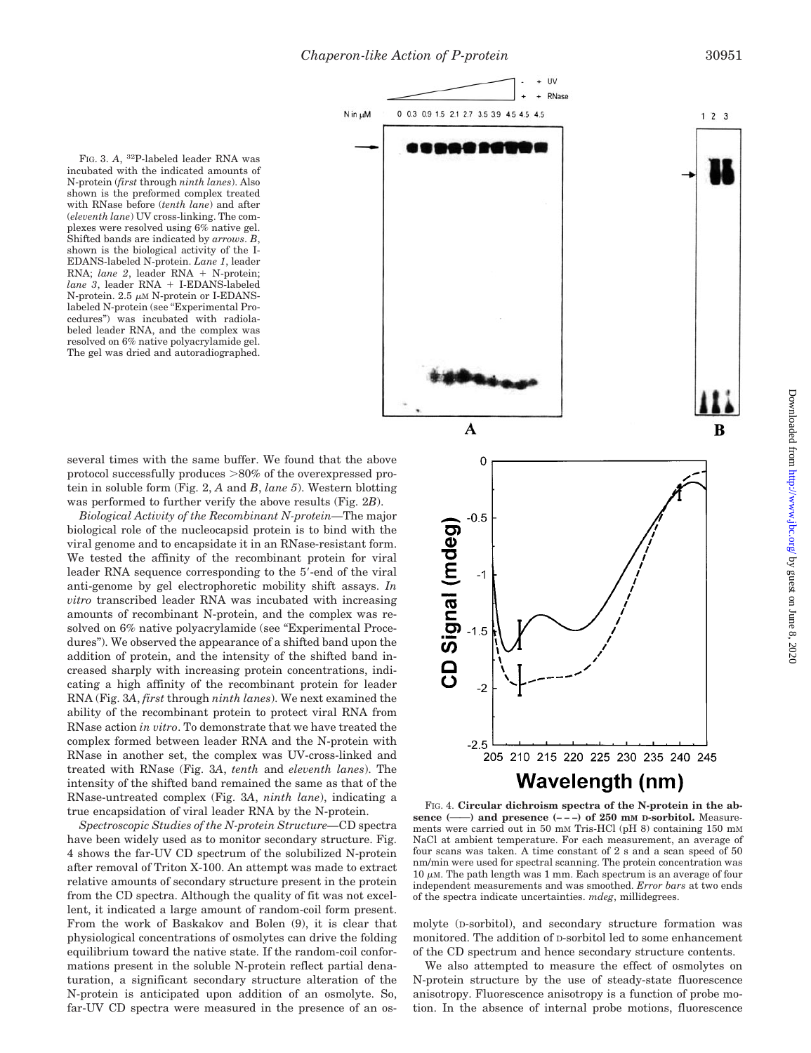FIG. 3. *A*, $^{32}$P-labeled leader RNA was incubated with the indicated amounts of N-protein (*first* through *ninth lanes*). Also shown is the preformed complex treated with RNase before (*tenth lane*) and after (*eleventh lane*) UV cross-linking. The complexes were resolved using 6% native gel. Shifted bands are indicated by *arrows*. *B*, shown is the biological activity of the I-EDANS-labeled N-protein. *Lane 1*, leader RNA; *lane 2*, leader RNA + N-protein; *lane 3*, leader RNA + I-EDANS-labeled N-protein. 2.5 μM N-protein or I-EDANS-labeled N-protein (see "Experimental Procedures") was incubated with radiolabeled leader RNA, and the complex was resolved on 6% native polyacrylamide gel. The gel was dried and autoradiographed.

several times with the same buffer. We found that the above protocol successfully produces >80% of the overexpressed protein in soluble form (Fig. 2, *A* and *B*, *lane 5*). Western blotting was performed to further verify the above results (Fig. 2*B*).

*Biological Activity of the Recombinant N-protein*—The major biological role of the nucleocapsid protein is to bind with the viral genome and to encapsidate it in an RNase-resistant form. We tested the affinity of the recombinant protein for viral leader RNA sequence corresponding to the 5′-end of the viral anti-genome by gel electrophoretic mobility shift assays. *In vitro* transcribed leader RNA was incubated with increasing amounts of recombinant N-protein, and the complex was resolved on 6% native polyacrylamide (see "Experimental Procedures"). We observed the appearance of a shifted band upon the addition of protein, and the intensity of the shifted band increased sharply with increasing protein concentrations, indicating a high affinity of the recombinant protein for leader RNA (Fig. 3*A*, *first* through *ninth lanes*). We next examined the ability of the recombinant protein to protect viral RNA from RNase action *in vitro*. To demonstrate that we have treated the complex formed between leader RNA and the N-protein with RNase in another set, the complex was UV-cross-linked and treated with RNase (Fig. 3*A*, *tenth* and *eleventh lanes*). The intensity of the shifted band remained the same as that of the RNase-untreated complex (Fig. 3*A*, *ninth lane*), indicating a true encapsidation of viral leader RNA by the N-protein.

*Spectroscopic Studies of the N-protein Structure*—CD spectra have been widely used as to monitor secondary structure. Fig. 4 shows the far-UV CD spectrum of the solubilized N-protein after removal of Triton X-100. An attempt was made to extract relative amounts of secondary structure present in the protein from the CD spectra. Although the quality of fit was not excellent, it indicated a large amount of random-coil form present. From the work of Baskakov and Bolen (9), it is clear that physiological concentrations of osmolytes can drive the folding equilibrium toward the native state. If the random-coil conformations present in the soluble N-protein reflect partial denaturation, a significant secondary structure alteration of the N-protein is anticipated upon addition of an osmolyte. So, far-UV CD spectra were measured in the presence of an osmolyte (D-sorbitol), and secondary structure formation was monitored. The addition of D-sorbitol led to some enhancement of the CD spectrum and hence secondary structure contents.

FIG. 4. **Circular dichroism spectra of the N-protein in the absence (——) and presence (– – –) of 250 mM D-sorbitol.** Measurements were carried out in 50 mM Tris-HCl (pH 8) containing 150 mM NaCl at ambient temperature. For each measurement, an average of four scans was taken. A time constant of 2 s and a scan speed of 50 nm/min were used for spectral scanning. The protein concentration was 10 μM. The path length was 1 mm. Each spectrum is an average of four independent measurements and was smoothed. *Error bars* at two ends of the spectra indicate uncertainties. *mdeg*, millidegrees.

We also attempted to measure the effect of osmolytes on N-protein structure by the use of steady-state fluorescence anisotropy. Fluorescence anisotropy is a function of probe motion. In the absence of internal probe motions, fluorescence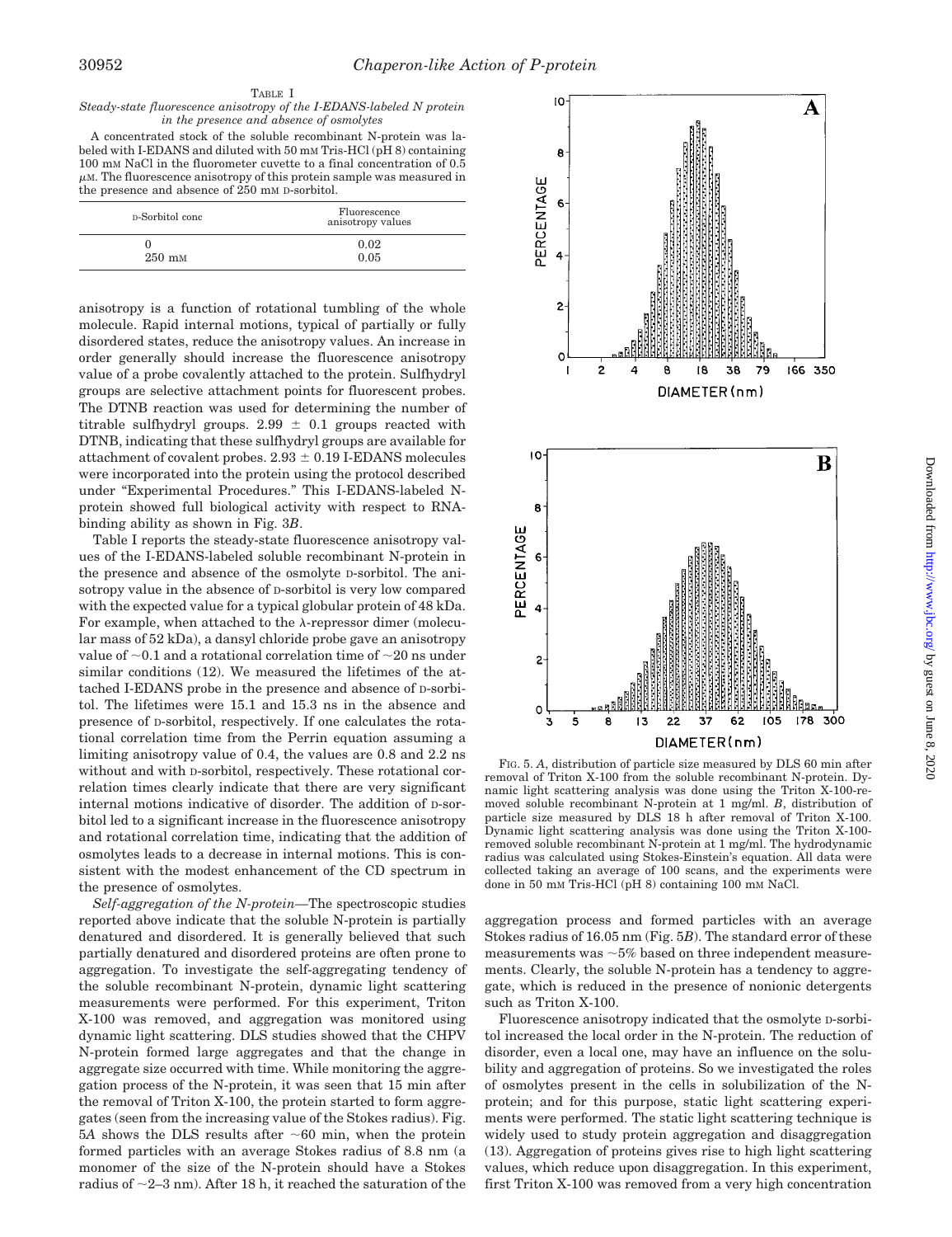TABLE I

*Steady-state fluorescence anisotropy of the I-EDANS-labeled N protein in the presence and absence of osmolytes*

A concentrated stock of the soluble recombinant N-protein was labeled with I-EDANS and diluted with 50 mM Tris-HCl (pH 8) containing 100 mM NaCl in the fluorometer cuvette to a final concentration of 0.5 μM. The fluorescence anisotropy of this protein sample was measured in the presence and absence of 250 mM D-sorbitol.

| D-Sorbitol conc | Fluorescence anisotropy values |
|---|---|
| 0 | 0.02 |
| 250 mM | 0.05 |

anisotropy is a function of rotational tumbling of the whole molecule. Rapid internal motions, typical of partially or fully disordered states, reduce the anisotropy values. An increase in order generally should increase the fluorescence anisotropy value of a probe covalently attached to the protein. Sulfhydryl groups are selective attachment points for fluorescent probes. The DTNB reaction was used for determining the number of titrable sulfhydryl groups. 2.99 ± 0.1 groups reacted with DTNB, indicating that these sulfhydryl groups are available for attachment of covalent probes. 2.93 ± 0.19 I-EDANS molecules were incorporated into the protein using the protocol described under "Experimental Procedures." This I-EDANS-labeled N-protein showed full biological activity with respect to RNA-binding ability as shown in Fig. 3*B*.

Table I reports the steady-state fluorescence anisotropy values of the I-EDANS-labeled soluble recombinant N-protein in the presence and absence of the osmolyte D-sorbitol. The anisotropy value in the absence of D-sorbitol is very low compared with the expected value for a typical globular protein of 48 kDa. For example, when attached to the λ-repressor dimer (molecular mass of 52 kDa), a dansyl chloride probe gave an anisotropy value of ~0.1 and a rotational correlation time of ~20 ns under similar conditions (12). We measured the lifetimes of the attached I-EDANS probe in the presence and absence of D-sorbitol. The lifetimes were 15.1 and 15.3 ns in the absence and presence of D-sorbitol, respectively. If one calculates the rotational correlation time from the Perrin equation assuming a limiting anisotropy value of 0.4, the values are 0.8 and 2.2 ns without and with D-sorbitol, respectively. These rotational correlation times clearly indicate that there are very significant internal motions indicative of disorder. The addition of D-sorbitol led to a significant increase in the fluorescence anisotropy and rotational correlation time, indicating that the addition of osmolytes leads to a decrease in internal motions. This is consistent with the modest enhancement of the CD spectrum in the presence of osmolytes.

*Self-aggregation of the N-protein*—The spectroscopic studies reported above indicate that the soluble N-protein is partially denatured and disordered. It is generally believed that such partially denatured and disordered proteins are often prone to aggregation. To investigate the self-aggregating tendency of the soluble recombinant N-protein, dynamic light scattering measurements were performed. For this experiment, Triton X-100 was removed, and aggregation was monitored using dynamic light scattering. DLS studies showed that the CHPV N-protein formed large aggregates and that the change in aggregate size occurred with time. While monitoring the aggregation process of the N-protein, it was seen that 15 min after the removal of Triton X-100, the protein started to form aggregates (seen from the increasing value of the Stokes radius). Fig. 5*A* shows the DLS results after ~60 min, when the protein formed particles with an average Stokes radius of 8.8 nm (a monomer of the size of the N-protein should have a Stokes radius of ~2–3 nm). After 18 h, it reached the saturation of the aggregation process and formed particles with an average Stokes radius of 16.05 nm (Fig. 5*B*). The standard error of these measurements was ~5% based on three independent measurements. Clearly, the soluble N-protein has a tendency to aggregate, which is reduced in the presence of nonionic detergents such as Triton X-100.

FIG. 5. *A*, distribution of particle size measured by DLS 60 min after removal of Triton X-100 from the soluble recombinant N-protein. Dynamic light scattering analysis was done using the Triton X-100-removed soluble recombinant N-protein at 1 mg/ml. *B*, distribution of particle size measured by DLS 18 h after removal of Triton X-100. Dynamic light scattering analysis was done using the Triton X-100-removed soluble recombinant N-protein at 1 mg/ml. The hydrodynamic radius was calculated using Stokes-Einstein's equation. All data were collected taking an average of 100 scans, and the experiments were done in 50 mM Tris-HCl (pH 8) containing 100 mM NaCl.

Fluorescence anisotropy indicated that the osmolyte D-sorbitol increased the local order in the N-protein. The reduction of disorder, even a local one, may have an influence on the solubility and aggregation of proteins. So we investigated the roles of osmolytes present in the cells in solubilization of the N-protein; and for this purpose, static light scattering experiments were performed. The static light scattering technique is widely used to study protein aggregation and disaggregation (13). Aggregation of proteins gives rise to high light scattering values, which reduce upon disaggregation. In this experiment, first Triton X-100 was removed from a very high concentration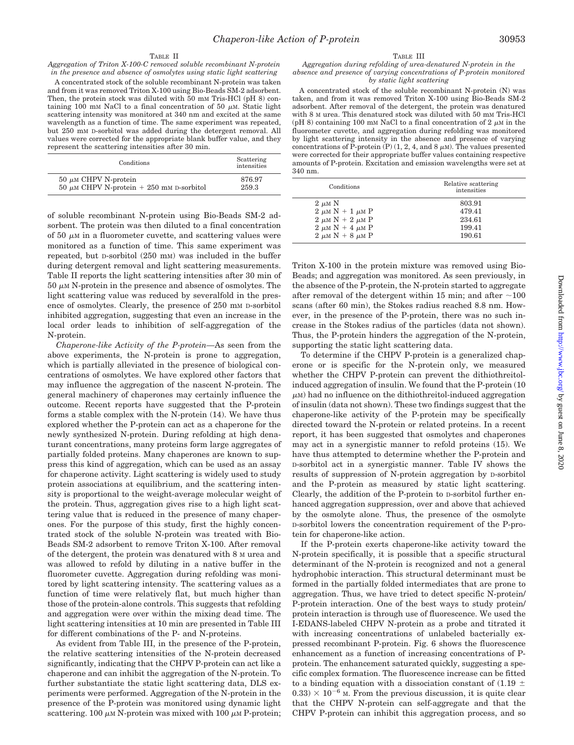TABLE II

*Aggregation of Triton X-100-C removed soluble recombinant N-protein in the presence and absence of osmolytes using static light scattering*

A concentrated stock of the soluble recombinant N-protein was taken and from it was removed Triton X-100 using Bio-Beads SM-2 adsorbent. Then, the protein stock was diluted with 50 mM Tris-HCl (pH 8) containing 100 mM NaCl to a final concentration of 50 μM. Static light scattering intensity was monitored at 340 nm and excited at the same wavelength as a function of time. The same experiment was repeated, but 250 mM D-sorbitol was added during the detergent removal. All values were corrected for the appropriate blank buffer value, and they represent the scattering intensities after 30 min.

| Conditions | Scattering intensities |
|---|---|
| 50 μM CHPV N-protein | 876.97 |
| 50 μM CHPV N-protein + 250 mM D-sorbitol | 259.3 |

of soluble recombinant N-protein using Bio-Beads SM-2 adsorbent. The protein was then diluted to a final concentration of 50 μM in a fluorometer cuvette, and scattering values were monitored as a function of time. This same experiment was repeated, but D-sorbitol (250 mM) was included in the buffer during detergent removal and light scattering measurements. Table II reports the light scattering intensities after 30 min of 50 μM N-protein in the presence and absence of osmolytes. The light scattering value was reduced by severalfold in the presence of osmolytes. Clearly, the presence of 250 mM D-sorbitol inhibited aggregation, suggesting that even an increase in the local order leads to inhibition of self-aggregation of the N-protein.

*Chaperon-like Activity of the P-protein*—As seen from the above experiments, the N-protein is prone to aggregation, which is partially alleviated in the presence of biological concentrations of osmolytes. We have explored other factors that may influence the aggregation of the nascent N-protein. The general machinery of chaperones may certainly influence the outcome. Recent reports have suggested that the P-protein forms a stable complex with the N-protein (14). We have thus explored whether the P-protein can act as a chaperone for the newly synthesized N-protein. During refolding at high denaturant concentrations, many proteins form large aggregates of partially folded proteins. Many chaperones are known to suppress this kind of aggregation, which can be used as an assay for chaperone activity. Light scattering is widely used to study protein associations at equilibrium, and the scattering intensity is proportional to the weight-average molecular weight of the protein. Thus, aggregation gives rise to a high light scattering value that is reduced in the presence of many chaperones. For the purpose of this study, first the highly concentrated stock of the soluble N-protein was treated with Bio-Beads SM-2 adsorbent to remove Triton X-100. After removal of the detergent, the protein was denatured with 8 M urea and was allowed to refold by diluting in a native buffer in the fluorometer cuvette. Aggregation during refolding was monitored by light scattering intensity. The scattering values as a function of time were relatively flat, but much higher than those of the protein-alone controls. This suggests that refolding and aggregation were over within the mixing dead time. The light scattering intensities at 10 min are presented in Table III for different combinations of the P- and N-proteins.

As evident from Table III, in the presence of the P-protein, the relative scattering intensities of the N-protein decreased significantly, indicating that the CHPV P-protein can act like a chaperone and can inhibit the aggregation of the N-protein. To further substantiate the static light scattering data, DLS experiments were performed. Aggregation of the N-protein in the presence of the P-protein was monitored using dynamic light scattering. 100 μM N-protein was mixed with 100 μM P-protein;

TABLE III

*Aggregation during refolding of urea-denatured N-protein in the absence and presence of varying concentrations of P-protein monitored by static light scattering*

A concentrated stock of the soluble recombinant N-protein (N) was taken, and from it was removed Triton X-100 using Bio-Beads SM-2 adsorbent. After removal of the detergent, the protein was denatured with 8 M urea. This denatured stock was diluted with 50 mM Tris-HCl (pH 8) containing 100 mM NaCl to a final concentration of 2 μM in the fluorometer cuvette, and aggregation during refolding was monitored by light scattering intensity in the absence and presence of varying concentrations of P-protein (P) (1, 2, 4, and 8 μM). The values presented were corrected for their appropriate buffer values containing respective amounts of P-protein. Excitation and emission wavelengths were set at 340 nm.

| Conditions | Relative scattering intensities |
|---|---|
| 2 μM N | 803.91 |
| 2 μM N + 1 μM P | 479.41 |
| 2 μM N + 2 μM P | 234.61 |
| 2 μM N + 4 μM P | 199.41 |
| 2 μM N + 8 μM P | 190.61 |

Triton X-100 in the protein mixture was removed using Bio-Beads; and aggregation was monitored. As seen previously, in the absence of the P-protein, the N-protein started to aggregate after removal of the detergent within 15 min; and after ~100 scans (after 60 min), the Stokes radius reached 8.8 nm. However, in the presence of the P-protein, there was no such increase in the Stokes radius of the particles (data not shown). Thus, the P-protein hinders the aggregation of the N-protein, supporting the static light scattering data.

To determine if the CHPV P-protein is a generalized chaperone or is specific for the N-protein only, we measured whether the CHPV P-protein can prevent the dithiothreitol-induced aggregation of insulin. We found that the P-protein (10 μM) had no influence on the dithiothreitol-induced aggregation of insulin (data not shown). These two findings suggest that the chaperone-like activity of the P-protein may be specifically directed toward the N-protein or related proteins. In a recent report, it has been suggested that osmolytes and chaperones may act in a synergistic manner to refold proteins (15). We have thus attempted to determine whether the P-protein and D-sorbitol act in a synergistic manner. Table IV shows the results of suppression of N-protein aggregation by D-sorbitol and the P-protein as measured by static light scattering. Clearly, the addition of the P-protein to D-sorbitol further enhanced aggregation suppression, over and above that achieved by the osmolyte alone. Thus, the presence of the osmolyte D-sorbitol lowers the concentration requirement of the P-protein for chaperone-like action.

If the P-protein exerts chaperone-like activity toward the N-protein specifically, it is possible that a specific structural determinant of the N-protein is recognized and not a general hydrophobic interaction. This structural determinant must be formed in the partially folded intermediates that are prone to aggregation. Thus, we have tried to detect specific N-protein/P-protein interaction. One of the best ways to study protein/protein interaction is through use of fluorescence. We used the I-EDANS-labeled CHPV N-protein as a probe and titrated it with increasing concentrations of unlabeled bacterially expressed recombinant P-protein. Fig. 6 shows the fluorescence enhancement as a function of increasing concentrations of P-protein. The enhancement saturated quickly, suggesting a specific complex formation. The fluorescence increase can be fitted to a binding equation with a dissociation constant of $(1.19 \pm 0.33) \times 10^{-6}$ M. From the previous discussion, it is quite clear that the CHPV N-protein can self-aggregate and that the CHPV P-protein can inhibit this aggregation process, and so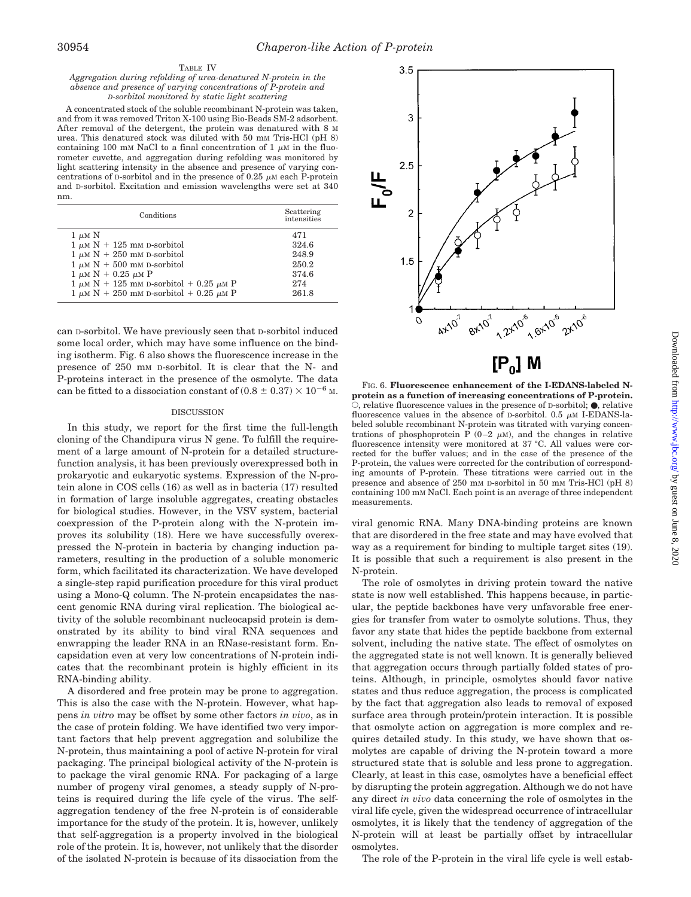TABLE IV

*Aggregation during refolding of urea-denatured N-protein in the absence and presence of varying concentrations of P-protein and D-sorbitol monitored by static light scattering*

A concentrated stock of the soluble recombinant N-protein was taken, and from it was removed Triton X-100 using Bio-Beads SM-2 adsorbent. After removal of the detergent, the protein was denatured with 8 M urea. This denatured stock was diluted with 50 mM Tris-HCl (pH 8) containing 100 mM NaCl to a final concentration of 1 μM in the fluorometer cuvette, and aggregation during refolding was monitored by light scattering intensity in the absence and presence of varying concentrations of D-sorbitol and in the presence of 0.25 μM each P-protein and D-sorbitol. Excitation and emission wavelengths were set at 340 nm.

| Conditions | Scattering intensities |
|---|---|
| 1 μM N | 471 |
| 1 μM N + 125 mM D-sorbitol | 324.6 |
| 1 μM N + 250 mM D-sorbitol | 248.9 |
| 1 μM N + 500 mM D-sorbitol | 250.2 |
| 1 μM N + 0.25 μM P | 374.6 |
| 1 μM N + 125 mM D-sorbitol + 0.25 μM P | 274 |
| 1 μM N + 250 mM D-sorbitol + 0.25 μM P | 261.8 |

can D-sorbitol. We have previously seen that D-sorbitol induced some local order, which may have some influence on the binding isotherm. Fig. 6 also shows the fluorescence increase in the presence of 250 mM D-sorbitol. It is clear that the N- and P-proteins interact in the presence of the osmolyte. The data can be fitted to a dissociation constant of $(0.8 \pm 0.37) \times 10^{-6}$ M.

FIG. 6. **Fluorescence enhancement of the I-EDANS-labeled N-protein as a function of increasing concentrations of P-protein.** ○, relative fluorescence values in the presence of D-sorbitol; ●, relative fluorescence values in the absence of D-sorbitol. 0.5 μM I-EDANS-labeled soluble recombinant N-protein was titrated with varying concentrations of phosphoprotein P (0–2 μM), and the changes in relative fluorescence intensity were monitored at 37 °C. All values were corrected for the buffer values; and in the case of the presence of the P-protein, the values were corrected for the contribution of corresponding amounts of P-protein. These titrations were carried out in the presence and absence of 250 mM D-sorbitol in 50 mM Tris-HCl (pH 8) containing 100 mM NaCl. Each point is an average of three independent measurements.

## DISCUSSION

In this study, we report for the first time the full-length cloning of the Chandipura virus N gene. To fulfill the requirement of a large amount of N-protein for a detailed structure-function analysis, it has been previously overexpressed both in prokaryotic and eukaryotic systems. Expression of the N-protein alone in COS cells (16) as well as in bacteria (17) resulted in formation of large insoluble aggregates, creating obstacles for biological studies. However, in the VSV system, bacterial coexpression of the P-protein along with the N-protein improves its solubility (18). Here we have successfully overexpressed the N-protein in bacteria by changing induction parameters, resulting in the production of a soluble monomeric form, which facilitated its characterization. We have developed a single-step rapid purification procedure for this viral product using a Mono-Q column. The N-protein encapsidates the nascent genomic RNA during viral replication. The biological activity of the soluble recombinant nucleocapsid protein is demonstrated by its ability to bind viral RNA sequences and enwrapping the leader RNA in an RNase-resistant form. Encapsidation even at very low concentrations of N-protein indicates that the recombinant protein is highly efficient in its RNA-binding ability.

A disordered and free protein may be prone to aggregation. This is also the case with the N-protein. However, what happens *in vitro* may be offset by some other factors *in vivo*, as in the case of protein folding. We have identified two very important factors that help prevent aggregation and solubilize the N-protein, thus maintaining a pool of active N-protein for viral packaging. The principal biological activity of the N-protein is to package the viral genomic RNA. For packaging of a large number of progeny viral genomes, a steady supply of N-proteins is required during the life cycle of the virus. The self-aggregation tendency of the free N-protein is of considerable importance for the study of the protein. It is, however, unlikely that self-aggregation is a property involved in the biological role of the protein. It is, however, not unlikely that the disorder of the isolated N-protein is because of its dissociation from the viral genomic RNA. Many DNA-binding proteins are known that are disordered in the free state and may have evolved that way as a requirement for binding to multiple target sites (19). It is possible that such a requirement is also present in the N-protein.

The role of osmolytes in driving protein toward the native state is now well established. This happens because, in particular, the peptide backbones have very unfavorable free energies for transfer from water to osmolyte solutions. Thus, they favor any state that hides the peptide backbone from external solvent, including the native state. The effect of osmolytes on the aggregated state is not well known. It is generally believed that aggregation occurs through partially folded states of proteins. Although, in principle, osmolytes should favor native states and thus reduce aggregation, the process is complicated by the fact that aggregation also leads to removal of exposed surface area through protein/protein interaction. It is possible that osmolyte action on aggregation is more complex and requires detailed study. In this study, we have shown that osmolytes are capable of driving the N-protein toward a more structured state that is soluble and less prone to aggregation. Clearly, at least in this case, osmolytes have a beneficial effect by disrupting the protein aggregation. Although we do not have any direct *in vivo* data concerning the role of osmolytes in the viral life cycle, given the widespread occurrence of intracellular osmolytes, it is likely that the tendency of aggregation of the N-protein will at least be partially offset by intracellular osmolytes.

The role of the P-protein in the viral life cycle is well estab-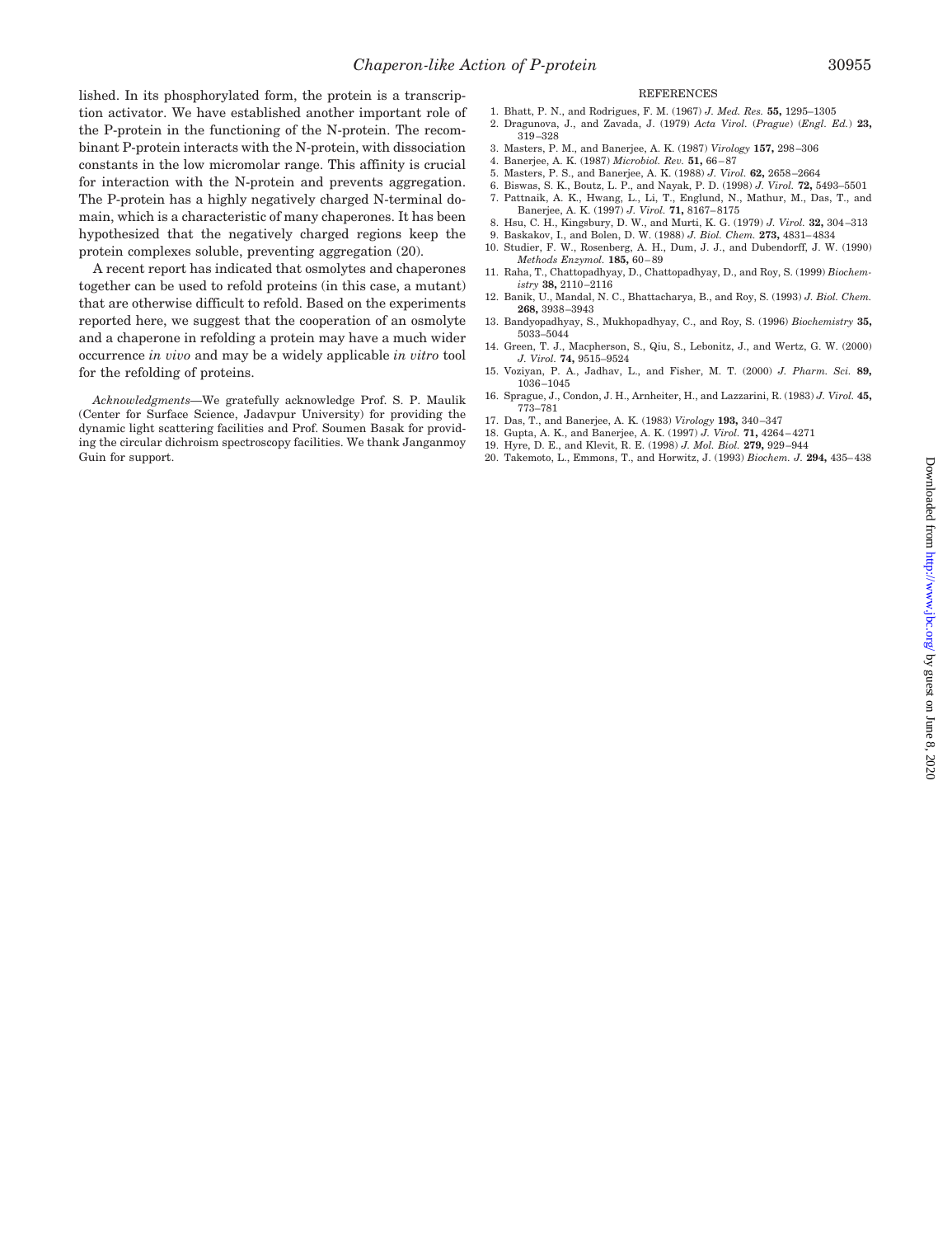lished. In its phosphorylated form, the protein is a transcription activator. We have established another important role of the P-protein in the functioning of the N-protein. The recombinant P-protein interacts with the N-protein, with dissociation constants in the low micromolar range. This affinity is crucial for interaction with the N-protein and prevents aggregation. The P-protein has a highly negatively charged N-terminal domain, which is a characteristic of many chaperones. It has been hypothesized that the negatively charged regions keep the protein complexes soluble, preventing aggregation (20).

A recent report has indicated that osmolytes and chaperones together can be used to refold proteins (in this case, a mutant) that are otherwise difficult to refold. Based on the experiments reported here, we suggest that the cooperation of an osmolyte and a chaperone in refolding a protein may have a much wider occurrence *in vivo* and may be a widely applicable *in vitro* tool for the refolding of proteins.

*Acknowledgments*—We gratefully acknowledge Prof. S. P. Maulik (Center for Surface Science, Jadavpur University) for providing the dynamic light scattering facilities and Prof. Soumen Basak for providing the circular dichroism spectroscopy facilities. We thank Janganmoy Guin for support.

## REFERENCES

1. Bhatt, P. N., and Rodrigues, F. M. (1967) *J. Med. Res.* **55,** 1295–1305
2. Dragunova, J., and Zavada, J. (1979) *Acta Virol.* (*Prague*) (*Engl. Ed.*) **23,** 319–328
3. Masters, P. M., and Banerjee, A. K. (1987) *Virology* **157,** 298–306
4. Banerjee, A. K. (1987) *Microbiol. Rev.* **51,** 66–87
5. Masters, P. S., and Banerjee, A. K. (1988) *J. Virol.* **62,** 2658–2664
6. Biswas, S. K., Boutz, L. P., and Nayak, P. D. (1998) *J. Virol.* **72,** 5493–5501
7. Pattnaik, A. K., Hwang, L., Li, T., Englund, N., Mathur, M., Das, T., and Banerjee, A. K. (1997) *J. Virol.* **71,** 8167–8175
8. Hsu, C. H., Kingsbury, D. W., and Murti, K. G. (1979) *J. Virol.* **32,** 304–313
9. Baskakov, I., and Bolen, D. W. (1988) *J. Biol. Chem.* **273,** 4831–4834
10. Studier, F. W., Rosenberg, A. H., Dum, J. J., and Dubendorff, J. W. (1990) *Methods Enzymol.* **185,** 60–89
11. Raha, T., Chattopadhyay, D., Chattopadhyay, D., and Roy, S. (1999) *Biochemistry* **38,** 2110–2116
12. Banik, U., Mandal, N. C., Bhattacharya, B., and Roy, S. (1993) *J. Biol. Chem.* **268,** 3938–3943
13. Bandyopadhyay, S., Mukhopadhyay, C., and Roy, S. (1996) *Biochemistry* **35,** 5033–5044
14. Green, T. J., Macpherson, S., Qiu, S., Lebonitz, J., and Wertz, G. W. (2000) *J. Virol.* **74,** 9515–9524
15. Voziyan, P. A., Jadhav, L., and Fisher, M. T. (2000) *J. Pharm. Sci.* **89,** 1036–1045
16. Sprague, J., Condon, J. H., Arnheiter, H., and Lazzarini, R. (1983) *J. Virol.* **45,** 773–781
17. Das, T., and Banerjee, A. K. (1983) *Virology* **193,** 340–347
18. Gupta, A. K., and Banerjee, A. K. (1997) *J. Virol.* **71,** 4264–4271
19. Hyre, D. E., and Klevit, R. E. (1998) *J. Mol. Biol.* **279,** 929–944
20. Takemoto, L., Emmons, T., and Horwitz, J. (1993) *Biochem. J.* **294,** 435–438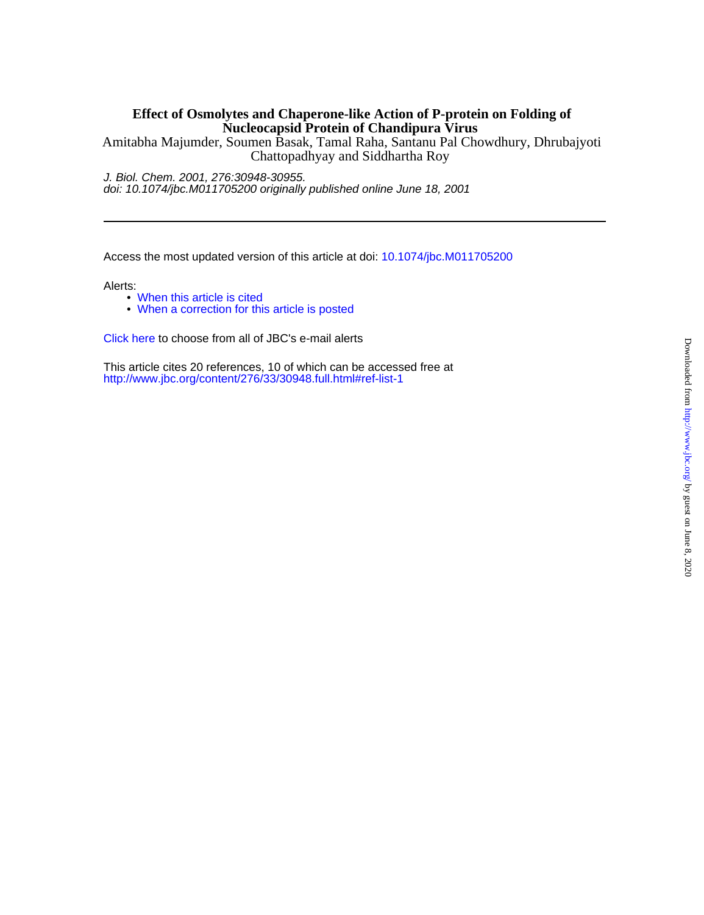# Effect of Osmolytes and Chaperone-like Action of P-protein on Folding of Nucleocapsid Protein of Chandipura Virus

Amitabha Majumder, Soumen Basak, Tamal Raha, Santanu Pal Chowdhury, Dhrubajyoti Chattopadhyay and Siddhartha Roy

*J. Biol. Chem. 2001, 276:30948-30955.*
*doi: 10.1074/jbc.M011705200 originally published online June 18, 2001*

---

Access the most updated version of this article at doi: 10.1074/jbc.M011705200

Alerts:

- When this article is cited
- When a correction for this article is posted

Click here to choose from all of JBC's e-mail alerts

This article cites 20 references, 10 of which can be accessed free at http://www.jbc.org/content/276/33/30948.full.html#ref-list-1

Downloaded from http://www.jbc.org/ by guest on June 8, 2020